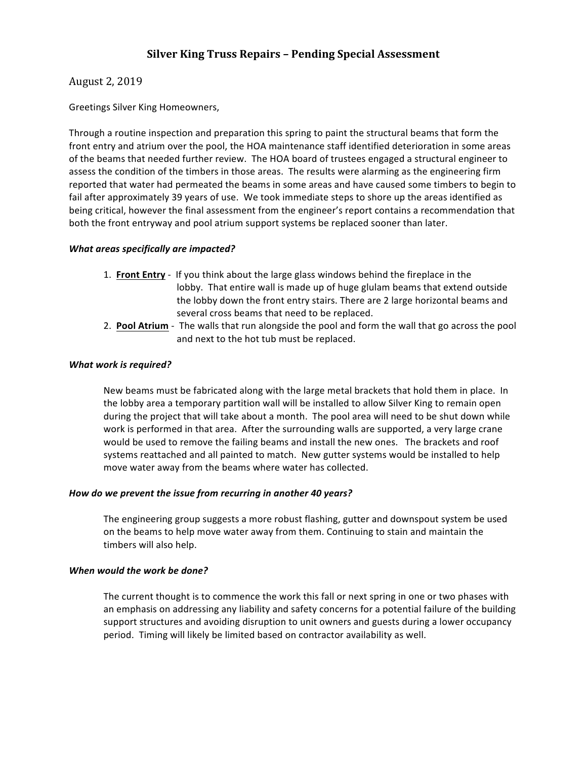# Silver King Truss Repairs – Pending Special Assessment

August 2, 2019

Greetings Silver King Homeowners,

Through a routine inspection and preparation this spring to paint the structural beams that form the front entry and atrium over the pool, the HOA maintenance staff identified deterioration in some areas of the beams that needed further review. The HOA board of trustees engaged a structural engineer to assess the condition of the timbers in those areas. The results were alarming as the engineering firm reported that water had permeated the beams in some areas and have caused some timbers to begin to fail after approximately 39 years of use. We took immediate steps to shore up the areas identified as being critical, however the final assessment from the engineer's report contains a recommendation that both the front entryway and pool atrium support systems be replaced sooner than later.

***What areas specifically are impacted?***

1. **Front Entry** - If you think about the large glass windows behind the fireplace in the lobby. That entire wall is made up of huge glulam beams that extend outside the lobby down the front entry stairs. There are 2 large horizontal beams and several cross beams that need to be replaced.
2. **Pool Atrium** - The walls that run alongside the pool and form the wall that go across the pool and next to the hot tub must be replaced.

***What work is required?***

New beams must be fabricated along with the large metal brackets that hold them in place. In the lobby area a temporary partition wall will be installed to allow Silver King to remain open during the project that will take about a month. The pool area will need to be shut down while work is performed in that area. After the surrounding walls are supported, a very large crane would be used to remove the failing beams and install the new ones. The brackets and roof systems reattached and all painted to match. New gutter systems would be installed to help move water away from the beams where water has collected.

***How do we prevent the issue from recurring in another 40 years?***

The engineering group suggests a more robust flashing, gutter and downspout system be used on the beams to help move water away from them. Continuing to stain and maintain the timbers will also help.

***When would the work be done?***

The current thought is to commence the work this fall or next spring in one or two phases with an emphasis on addressing any liability and safety concerns for a potential failure of the building support structures and avoiding disruption to unit owners and guests during a lower occupancy period. Timing will likely be limited based on contractor availability as well.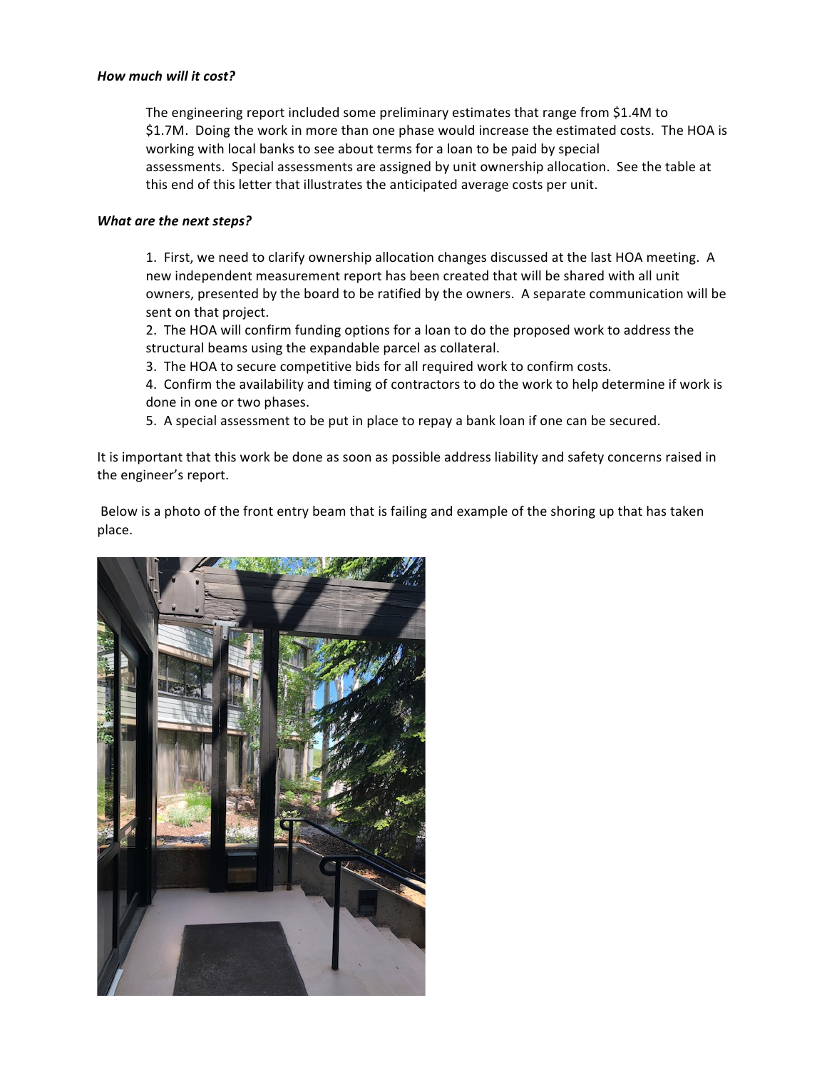***How much will it cost?***

The engineering report included some preliminary estimates that range from $1.4M to $1.7M. Doing the work in more than one phase would increase the estimated costs. The HOA is working with local banks to see about terms for a loan to be paid by special assessments. Special assessments are assigned by unit ownership allocation. See the table at this end of this letter that illustrates the anticipated average costs per unit.

***What are the next steps?***

1. First, we need to clarify ownership allocation changes discussed at the last HOA meeting. A new independent measurement report has been created that will be shared with all unit owners, presented by the board to be ratified by the owners. A separate communication will be sent on that project.
2. The HOA will confirm funding options for a loan to do the proposed work to address the structural beams using the expandable parcel as collateral.
3. The HOA to secure competitive bids for all required work to confirm costs.
4. Confirm the availability and timing of contractors to do the work to help determine if work is done in one or two phases.
5. A special assessment to be put in place to repay a bank loan if one can be secured.

It is important that this work be done as soon as possible address liability and safety concerns raised in the engineer's report.

Below is a photo of the front entry beam that is failing and example of the shoring up that has taken place.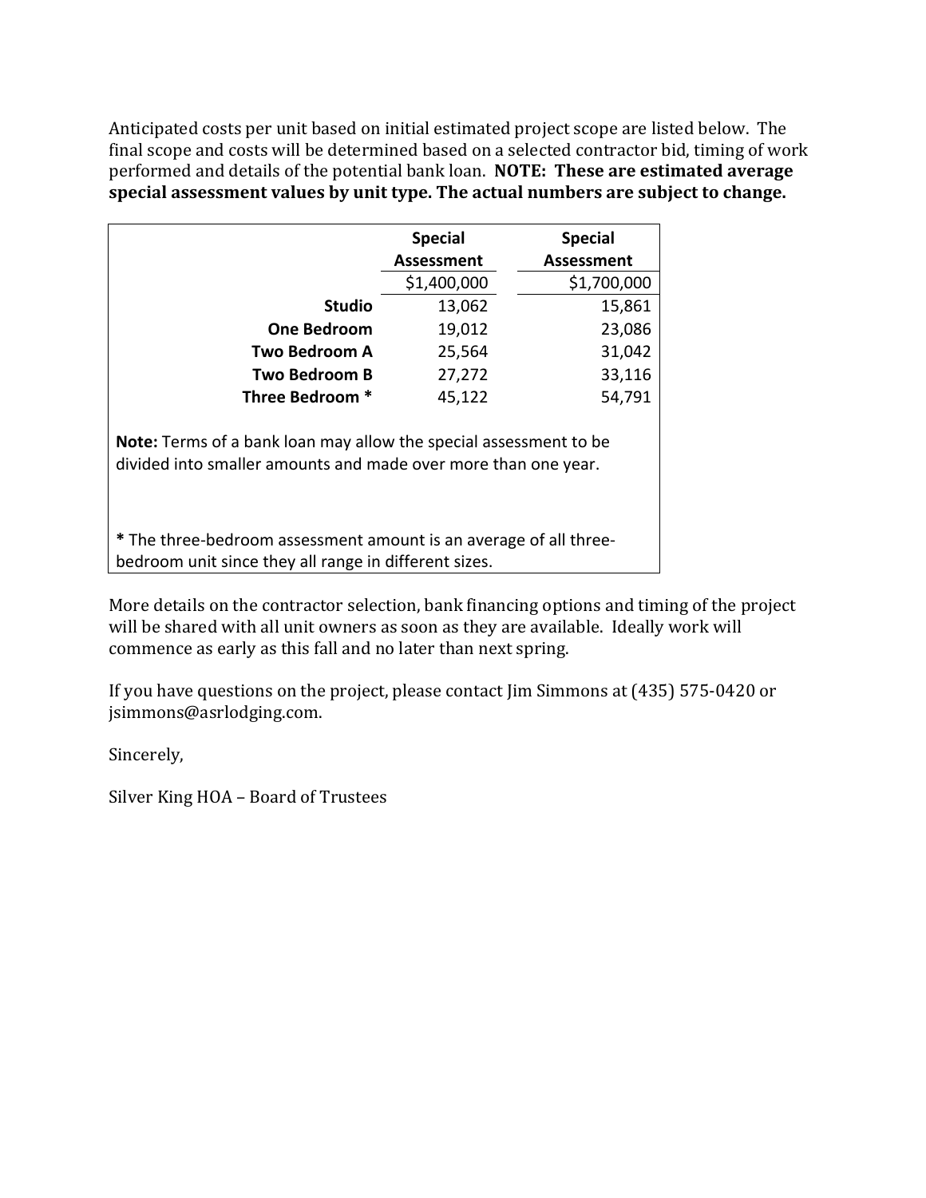Anticipated costs per unit based on initial estimated project scope are listed below. The final scope and costs will be determined based on a selected contractor bid, timing of work performed and details of the potential bank loan. **NOTE: These are estimated average special assessment values by unit type. The actual numbers are subject to change.**

| | Special Assessment | Special Assessment |
|---|---|---|
| | $1,400,000 | $1,700,000 |
| **Studio** | 13,062 | 15,861 |
| **One Bedroom** | 19,012 | 23,086 |
| **Two Bedroom A** | 25,564 | 31,042 |
| **Two Bedroom B** | 27,272 | 33,116 |
| **Three Bedroom *** | 45,122 | 54,791 |

**Note:** Terms of a bank loan may allow the special assessment to be divided into smaller amounts and made over more than one year.

**\*** The three-bedroom assessment amount is an average of all three-bedroom unit since they all range in different sizes.

More details on the contractor selection, bank financing options and timing of the project will be shared with all unit owners as soon as they are available. Ideally work will commence as early as this fall and no later than next spring.

If you have questions on the project, please contact Jim Simmons at (435) 575-0420 or jsimmons@asrlodging.com.

Sincerely,

Silver King HOA – Board of Trustees